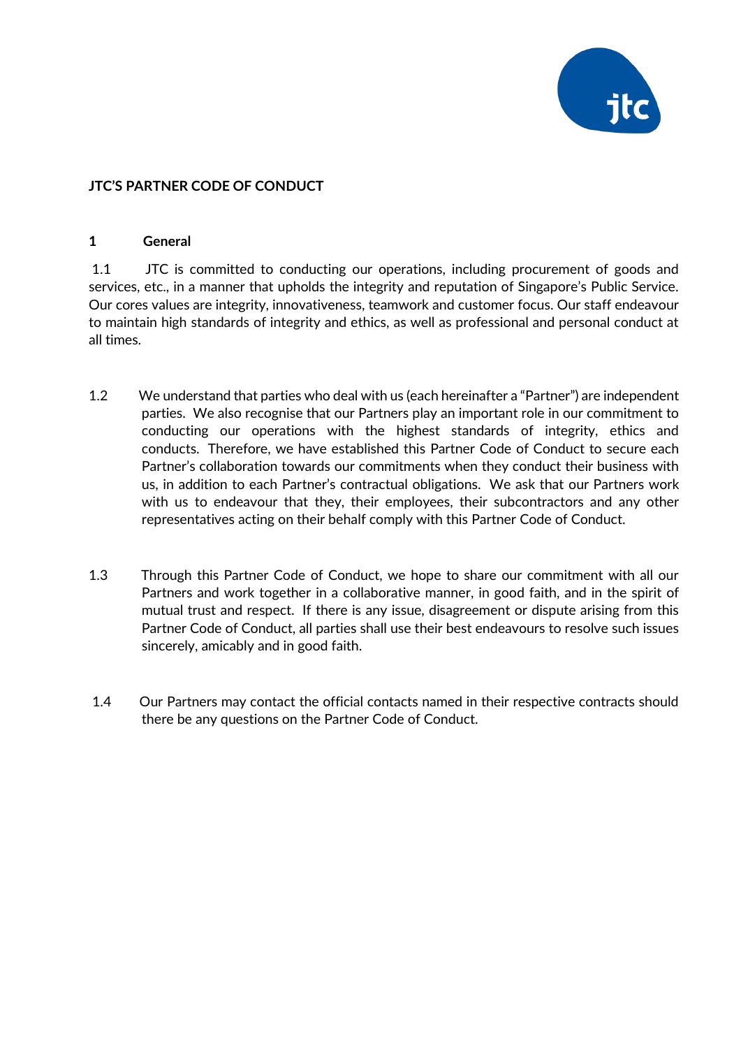**JTC'S PARTNER CODE OF CONDUCT**

**1 General**

1.1 JTC is committed to conducting our operations, including procurement of goods and services, etc., in a manner that upholds the integrity and reputation of Singapore's Public Service. Our cores values are integrity, innovativeness, teamwork and customer focus. Our staff endeavour to maintain high standards of integrity and ethics, as well as professional and personal conduct at all times.

1.2 We understand that parties who deal with us (each hereinafter a "Partner") are independent parties. We also recognise that our Partners play an important role in our commitment to conducting our operations with the highest standards of integrity, ethics and conducts. Therefore, we have established this Partner Code of Conduct to secure each Partner's collaboration towards our commitments when they conduct their business with us, in addition to each Partner's contractual obligations. We ask that our Partners work with us to endeavour that they, their employees, their subcontractors and any other representatives acting on their behalf comply with this Partner Code of Conduct.

1.3 Through this Partner Code of Conduct, we hope to share our commitment with all our Partners and work together in a collaborative manner, in good faith, and in the spirit of mutual trust and respect. If there is any issue, disagreement or dispute arising from this Partner Code of Conduct, all parties shall use their best endeavours to resolve such issues sincerely, amicably and in good faith.

1.4 Our Partners may contact the official contacts named in their respective contracts should there be any questions on the Partner Code of Conduct.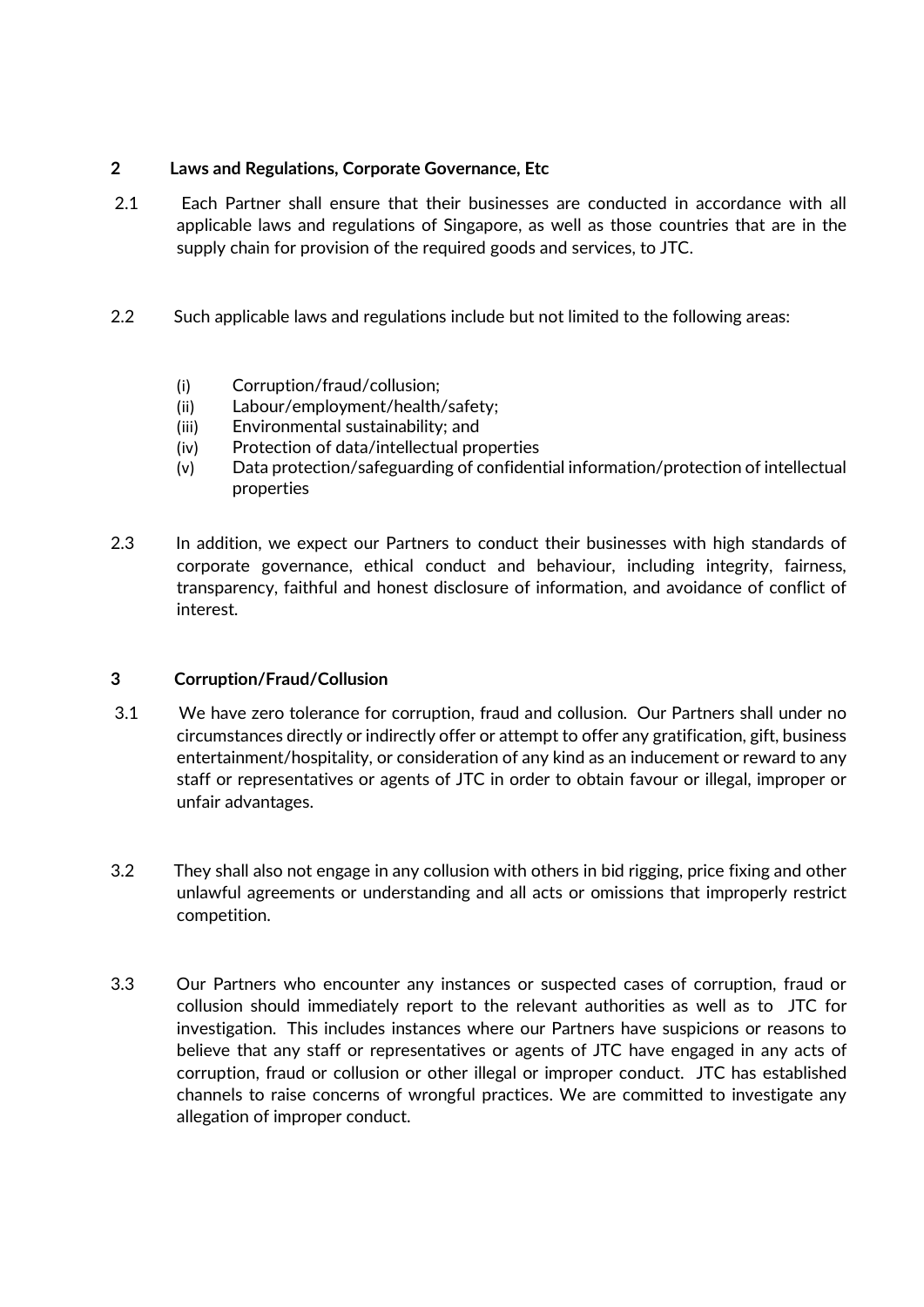## 2 Laws and Regulations, Corporate Governance, Etc

2.1 Each Partner shall ensure that their businesses are conducted in accordance with all applicable laws and regulations of Singapore, as well as those countries that are in the supply chain for provision of the required goods and services, to JTC.

2.2 Such applicable laws and regulations include but not limited to the following areas:

(i) Corruption/fraud/collusion;
(ii) Labour/employment/health/safety;
(iii) Environmental sustainability; and
(iv) Protection of data/intellectual properties
(v) Data protection/safeguarding of confidential information/protection of intellectual properties

2.3 In addition, we expect our Partners to conduct their businesses with high standards of corporate governance, ethical conduct and behaviour, including integrity, fairness, transparency, faithful and honest disclosure of information, and avoidance of conflict of interest.

## 3 Corruption/Fraud/Collusion

3.1 We have zero tolerance for corruption, fraud and collusion. Our Partners shall under no circumstances directly or indirectly offer or attempt to offer any gratification, gift, business entertainment/hospitality, or consideration of any kind as an inducement or reward to any staff or representatives or agents of JTC in order to obtain favour or illegal, improper or unfair advantages.

3.2 They shall also not engage in any collusion with others in bid rigging, price fixing and other unlawful agreements or understanding and all acts or omissions that improperly restrict competition.

3.3 Our Partners who encounter any instances or suspected cases of corruption, fraud or collusion should immediately report to the relevant authorities as well as to JTC for investigation. This includes instances where our Partners have suspicions or reasons to believe that any staff or representatives or agents of JTC have engaged in any acts of corruption, fraud or collusion or other illegal or improper conduct. JTC has established channels to raise concerns of wrongful practices. We are committed to investigate any allegation of improper conduct.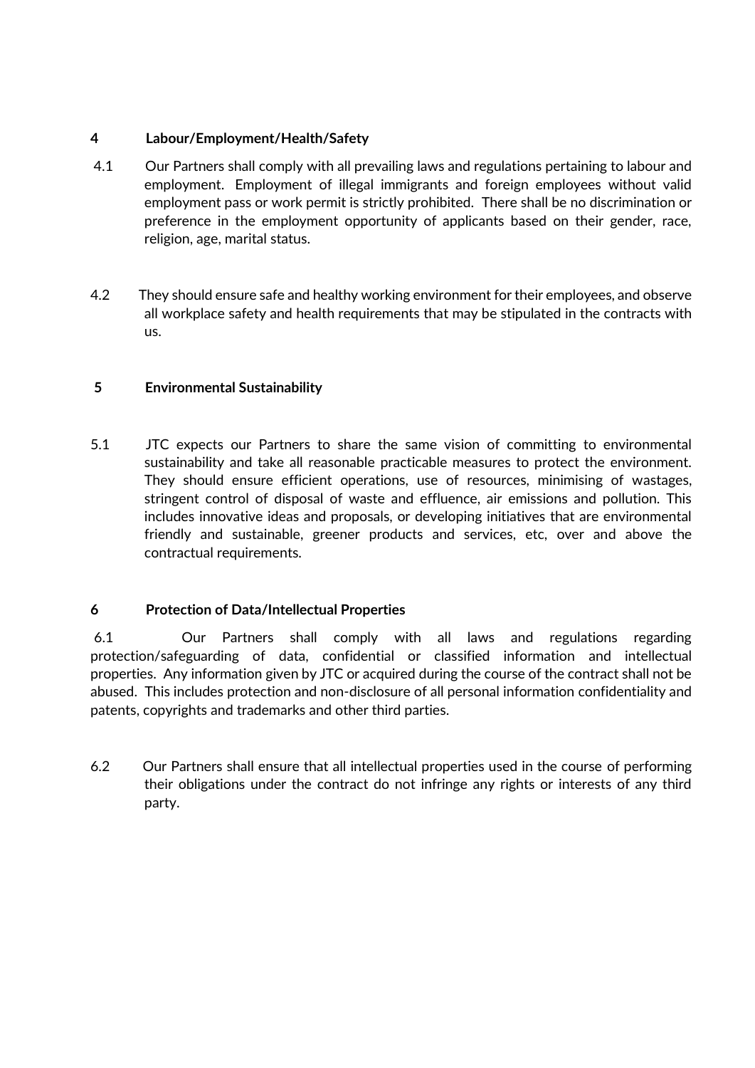## 4 Labour/Employment/Health/Safety

4.1 Our Partners shall comply with all prevailing laws and regulations pertaining to labour and employment. Employment of illegal immigrants and foreign employees without valid employment pass or work permit is strictly prohibited. There shall be no discrimination or preference in the employment opportunity of applicants based on their gender, race, religion, age, marital status.

4.2 They should ensure safe and healthy working environment for their employees, and observe all workplace safety and health requirements that may be stipulated in the contracts with us.

## 5 Environmental Sustainability

5.1 JTC expects our Partners to share the same vision of committing to environmental sustainability and take all reasonable practicable measures to protect the environment. They should ensure efficient operations, use of resources, minimising of wastages, stringent control of disposal of waste and effluence, air emissions and pollution. This includes innovative ideas and proposals, or developing initiatives that are environmental friendly and sustainable, greener products and services, etc, over and above the contractual requirements.

## 6 Protection of Data/Intellectual Properties

6.1 Our Partners shall comply with all laws and regulations regarding protection/safeguarding of data, confidential or classified information and intellectual properties. Any information given by JTC or acquired during the course of the contract shall not be abused. This includes protection and non-disclosure of all personal information confidentiality and patents, copyrights and trademarks and other third parties.

6.2 Our Partners shall ensure that all intellectual properties used in the course of performing their obligations under the contract do not infringe any rights or interests of any third party.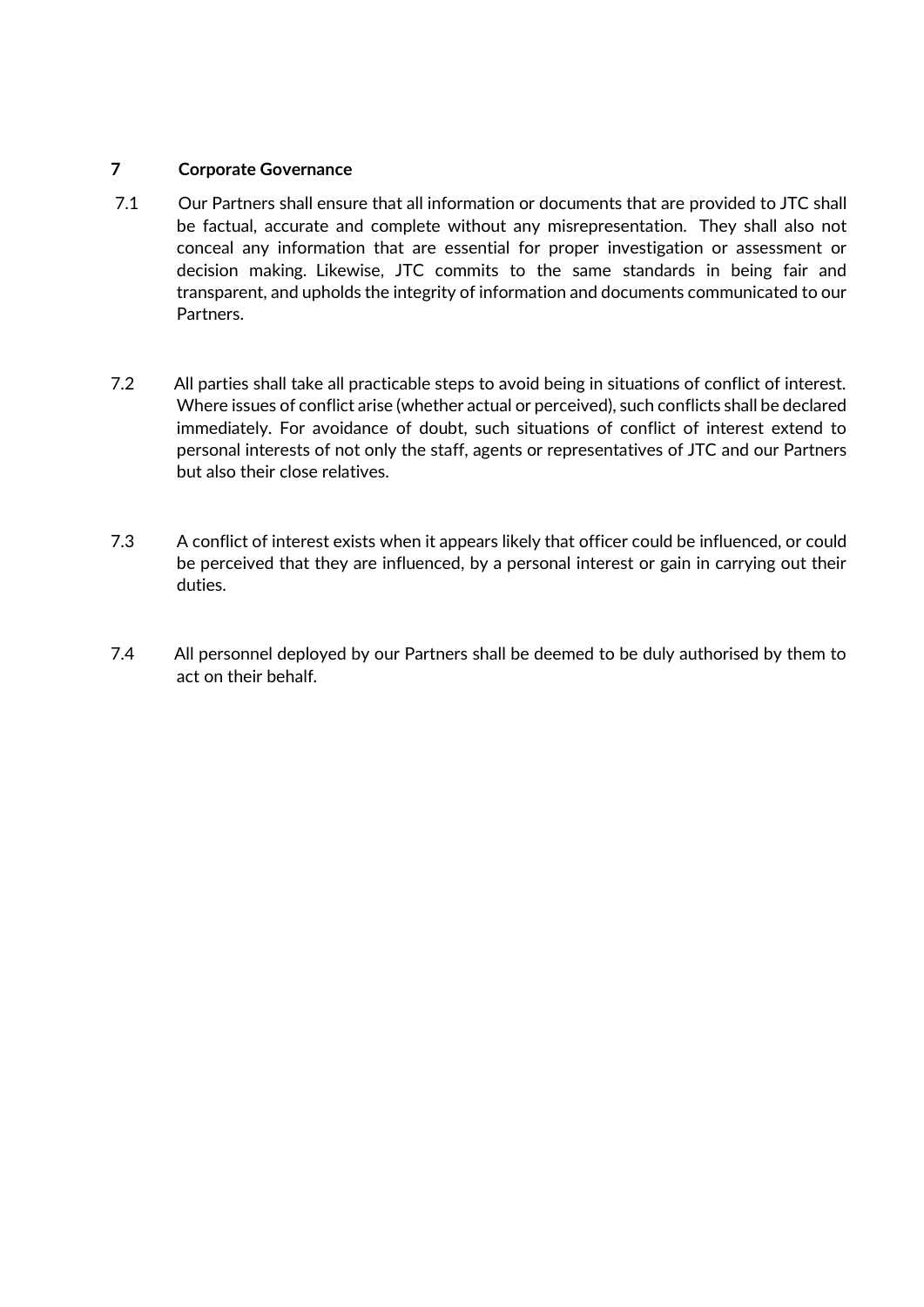## 7 Corporate Governance

7.1 Our Partners shall ensure that all information or documents that are provided to JTC shall be factual, accurate and complete without any misrepresentation. They shall also not conceal any information that are essential for proper investigation or assessment or decision making. Likewise, JTC commits to the same standards in being fair and transparent, and upholds the integrity of information and documents communicated to our Partners.

7.2 All parties shall take all practicable steps to avoid being in situations of conflict of interest. Where issues of conflict arise (whether actual or perceived), such conflicts shall be declared immediately. For avoidance of doubt, such situations of conflict of interest extend to personal interests of not only the staff, agents or representatives of JTC and our Partners but also their close relatives.

7.3 A conflict of interest exists when it appears likely that officer could be influenced, or could be perceived that they are influenced, by a personal interest or gain in carrying out their duties.

7.4 All personnel deployed by our Partners shall be deemed to be duly authorised by them to act on their behalf.